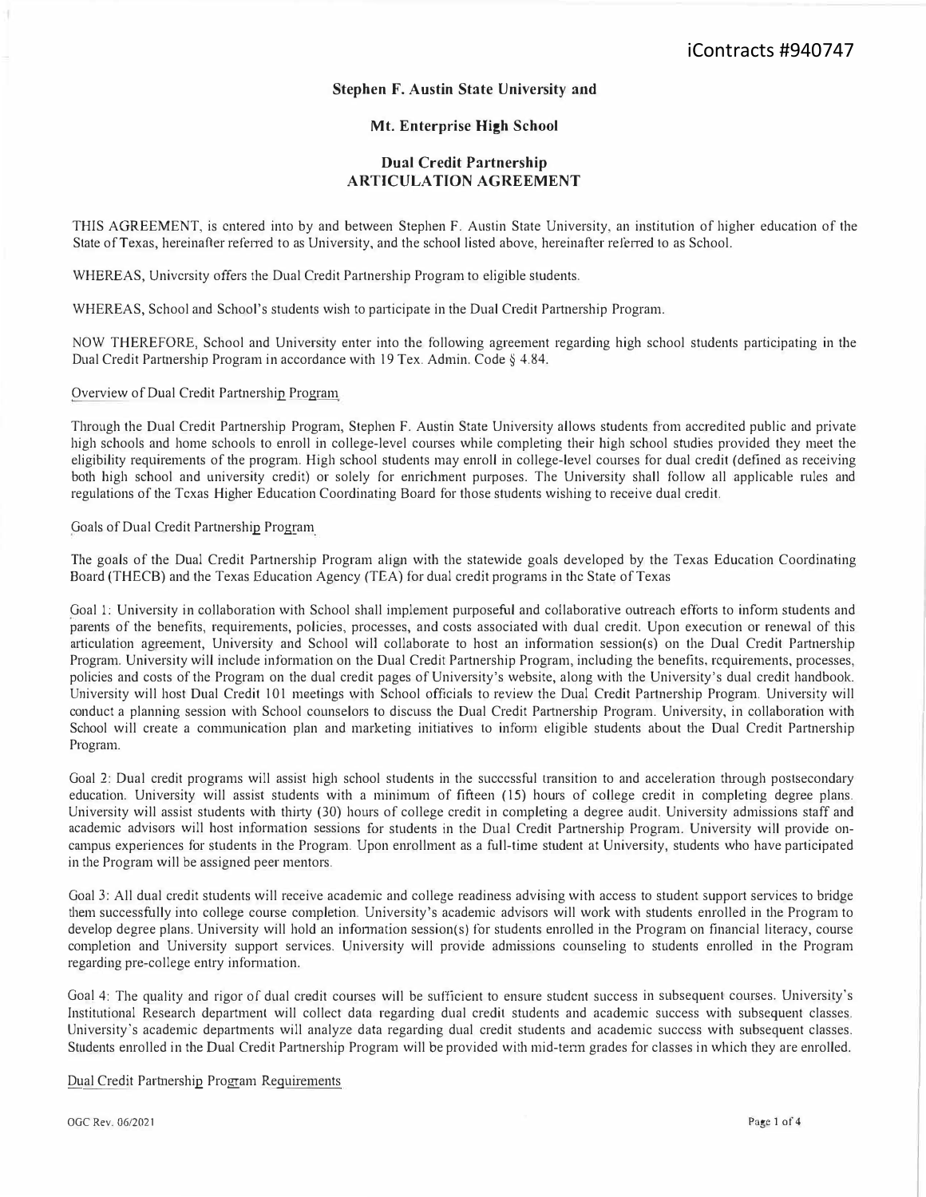iContracts #940747

**Stephen F. Austin State University and**

**Mt. Enterprise High School**

**Dual Credit Partnership**
**ARTICULATION AGREEMENT**

THIS AGREEMENT, is entered into by and between Stephen F. Austin State University, an institution of higher education of the State of Texas, hereinafter referred to as University, and the school listed above, hereinafter referred to as School.

WHEREAS, University offers the Dual Credit Partnership Program to eligible students.

WHEREAS, School and School's students wish to participate in the Dual Credit Partnership Program.

NOW THEREFORE, School and University enter into the following agreement regarding high school students participating in the Dual Credit Partnership Program in accordance with 19 Tex. Admin. Code § 4.84.

Overview of Dual Credit Partnership Program

Through the Dual Credit Partnership Program, Stephen F. Austin State University allows students from accredited public and private high schools and home schools to enroll in college-level courses while completing their high school studies provided they meet the eligibility requirements of the program. High school students may enroll in college-level courses for dual credit (defined as receiving both high school and university credit) or solely for enrichment purposes. The University shall follow all applicable rules and regulations of the Texas Higher Education Coordinating Board for those students wishing to receive dual credit.

Goals of Dual Credit Partnership Program

The goals of the Dual Credit Partnership Program align with the statewide goals developed by the Texas Education Coordinating Board (THECB) and the Texas Education Agency (TEA) for dual credit programs in the State of Texas

Goal 1: University in collaboration with School shall implement purposeful and collaborative outreach efforts to inform students and parents of the benefits, requirements, policies, processes, and costs associated with dual credit. Upon execution or renewal of this articulation agreement, University and School will collaborate to host an information session(s) on the Dual Credit Partnership Program. University will include information on the Dual Credit Partnership Program, including the benefits, requirements, processes, policies and costs of the Program on the dual credit pages of University's website, along with the University's dual credit handbook. University will host Dual Credit 101 meetings with School officials to review the Dual Credit Partnership Program. University will conduct a planning session with School counselors to discuss the Dual Credit Partnership Program. University, in collaboration with School will create a communication plan and marketing initiatives to inform eligible students about the Dual Credit Partnership Program.

Goal 2: Dual credit programs will assist high school students in the successful transition to and acceleration through postsecondary education. University will assist students with a minimum of fifteen (15) hours of college credit in completing degree plans. University will assist students with thirty (30) hours of college credit in completing a degree audit. University admissions staff and academic advisors will host information sessions for students in the Dual Credit Partnership Program. University will provide on-campus experiences for students in the Program. Upon enrollment as a full-time student at University, students who have participated in the Program will be assigned peer mentors.

Goal 3: All dual credit students will receive academic and college readiness advising with access to student support services to bridge them successfully into college course completion. University's academic advisors will work with students enrolled in the Program to develop degree plans. University will hold an information session(s) for students enrolled in the Program on financial literacy, course completion and University support services. University will provide admissions counseling to students enrolled in the Program regarding pre-college entry information.

Goal 4: The quality and rigor of dual credit courses will be sufficient to ensure student success in subsequent courses. University's Institutional Research department will collect data regarding dual credit students and academic success with subsequent classes. University's academic departments will analyze data regarding dual credit students and academic success with subsequent classes. Students enrolled in the Dual Credit Partnership Program will be provided with mid-term grades for classes in which they are enrolled.

Dual Credit Partnership Program Requirements

OGC Rev. 06/2021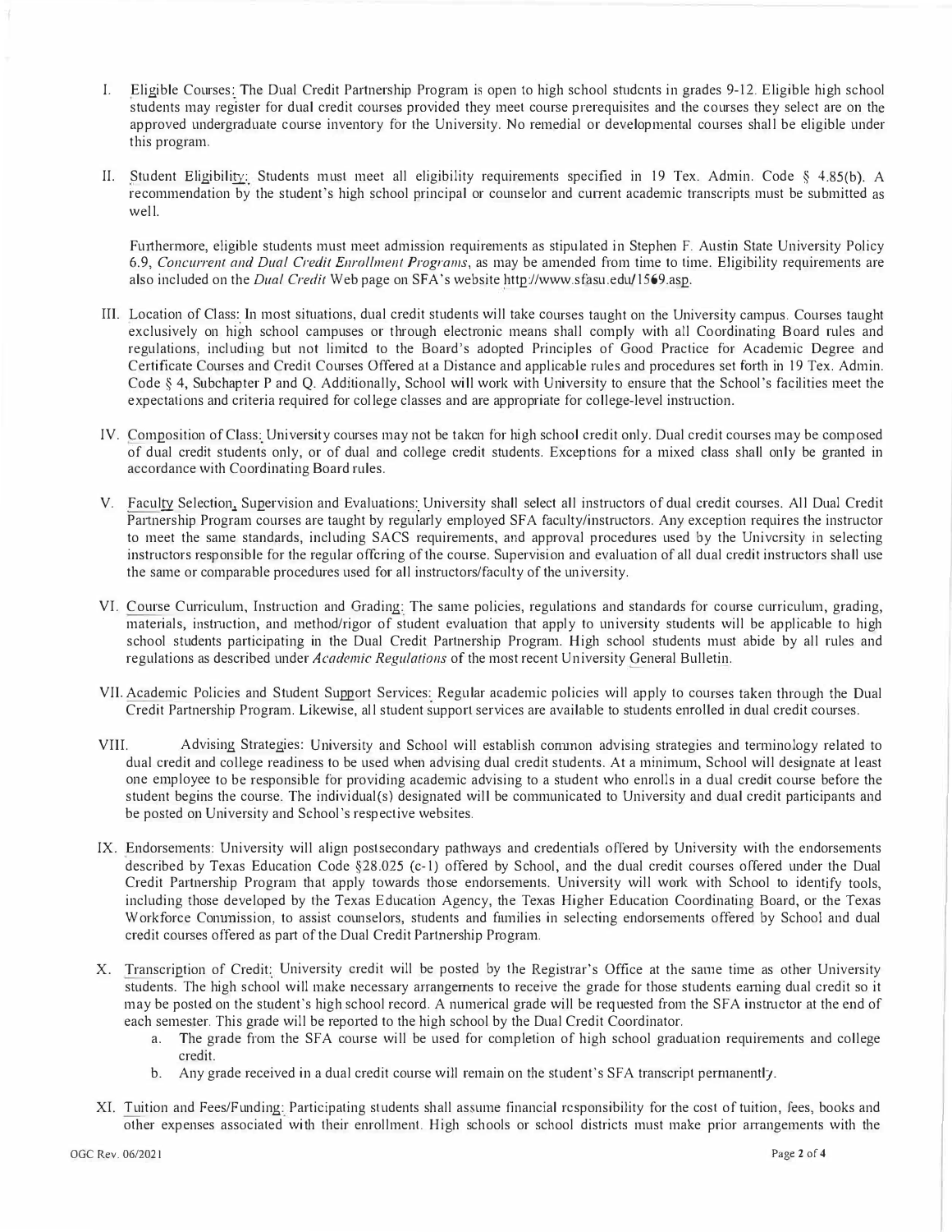I. Eligible Courses: The Dual Credit Partnership Program is open to high school students in grades 9-12. Eligible high school students may register for dual credit courses provided they meet course prerequisites and the courses they select are on the approved undergraduate course inventory for the University. No remedial or developmental courses shall be eligible under this program.

II. Student Eligibility: Students must meet all eligibility requirements specified in 19 Tex. Admin. Code § 4.85(b). A recommendation by the student's high school principal or counselor and current academic transcripts must be submitted as well.

Furthermore, eligible students must meet admission requirements as stipulated in Stephen F. Austin State University Policy 6.9, *Concurrent and Dual Credit Enrollment Programs*, as may be amended from time to time. Eligibility requirements are also included on the *Dual Credit* Web page on SFA's website http://www.sfasu.edu/1569.asp.

III. Location of Class: In most situations, dual credit students will take courses taught on the University campus. Courses taught exclusively on high school campuses or through electronic means shall comply with all Coordinating Board rules and regulations, including but not limited to the Board's adopted Principles of Good Practice for Academic Degree and Certificate Courses and Credit Courses Offered at a Distance and applicable rules and procedures set forth in 19 Tex. Admin. Code § 4, Subchapter P and Q. Additionally, School will work with University to ensure that the School's facilities meet the expectations and criteria required for college classes and are appropriate for college-level instruction.

IV. Composition of Class: University courses may not be taken for high school credit only. Dual credit courses may be composed of dual credit students only, or of dual and college credit students. Exceptions for a mixed class shall only be granted in accordance with Coordinating Board rules.

V. Faculty Selection, Supervision and Evaluations: University shall select all instructors of dual credit courses. All Dual Credit Partnership Program courses are taught by regularly employed SFA faculty/instructors. Any exception requires the instructor to meet the same standards, including SACS requirements, and approval procedures used by the University in selecting instructors responsible for the regular offering of the course. Supervision and evaluation of all dual credit instructors shall use the same or comparable procedures used for all instructors/faculty of the university.

VI. Course Curriculum, Instruction and Grading: The same policies, regulations and standards for course curriculum, grading, materials, instruction, and method/rigor of student evaluation that apply to university students will be applicable to high school students participating in the Dual Credit Partnership Program. High school students must abide by all rules and regulations as described under *Academic Regulations* of the most recent University General Bulletin.

VII. Academic Policies and Student Support Services: Regular academic policies will apply to courses taken through the Dual Credit Partnership Program. Likewise, all student support services are available to students enrolled in dual credit courses.

VIII. Advising Strategies: University and School will establish common advising strategies and terminology related to dual credit and college readiness to be used when advising dual credit students. At a minimum, School will designate at least one employee to be responsible for providing academic advising to a student who enrolls in a dual credit course before the student begins the course. The individual(s) designated will be communicated to University and dual credit participants and be posted on University and School's respective websites.

IX. Endorsements: University will align postsecondary pathways and credentials offered by University with the endorsements described by Texas Education Code §28.025 (c-1) offered by School, and the dual credit courses offered under the Dual Credit Partnership Program that apply towards those endorsements. University will work with School to identify tools, including those developed by the Texas Education Agency, the Texas Higher Education Coordinating Board, or the Texas Workforce Commission, to assist counselors, students and families in selecting endorsements offered by School and dual credit courses offered as part of the Dual Credit Partnership Program.

X. Transcription of Credit: University credit will be posted by the Registrar's Office at the same time as other University students. The high school will make necessary arrangements to receive the grade for those students earning dual credit so it may be posted on the student's high school record. A numerical grade will be requested from the SFA instructor at the end of each semester. This grade will be reported to the high school by the Dual Credit Coordinator.
   a. The grade from the SFA course will be used for completion of high school graduation requirements and college credit.
   b. Any grade received in a dual credit course will remain on the student's SFA transcript permanently.

XI. Tuition and Fees/Funding: Participating students shall assume financial responsibility for the cost of tuition, fees, books and other expenses associated with their enrollment. High schools or school districts must make prior arrangements with the

OGC Rev. 06/2021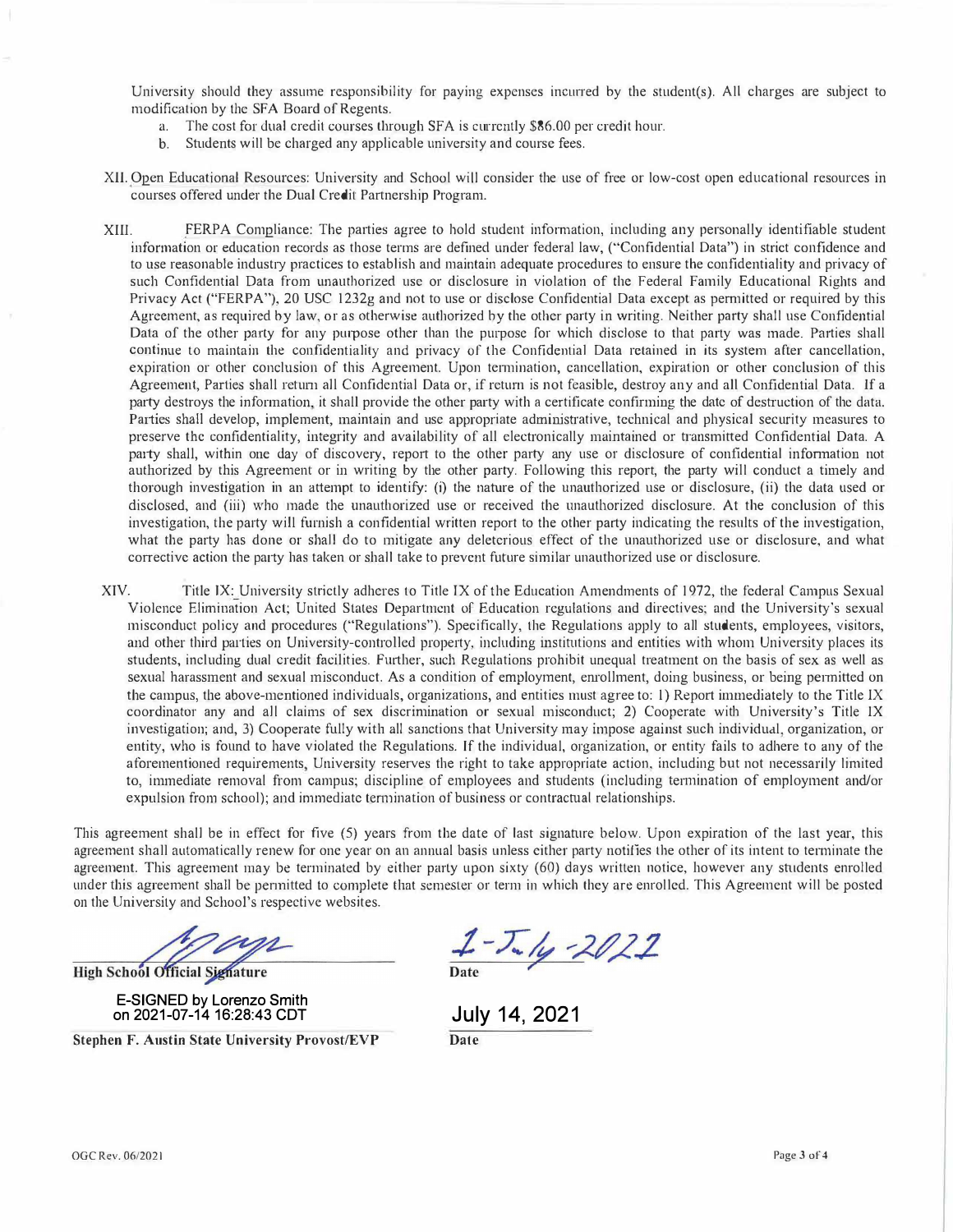University should they assume responsibility for paying expenses incurred by the student(s). All charges are subject to modification by the SFA Board of Regents.

a. The cost for dual credit courses through SFA is currently $86.00 per credit hour.
b. Students will be charged any applicable university and course fees.

XII. Open Educational Resources: University and School will consider the use of free or low-cost open educational resources in courses offered under the Dual Credit Partnership Program.

XIII. FERPA Compliance: The parties agree to hold student information, including any personally identifiable student information or education records as those terms are defined under federal law, ("Confidential Data") in strict confidence and to use reasonable industry practices to establish and maintain adequate procedures to ensure the confidentiality and privacy of such Confidential Data from unauthorized use or disclosure in violation of the Federal Family Educational Rights and Privacy Act ("FERPA"), 20 USC 1232g and not to use or disclose Confidential Data except as permitted or required by this Agreement, as required by law, or as otherwise authorized by the other party in writing. Neither party shall use Confidential Data of the other party for any purpose other than the purpose for which disclose to that party was made. Parties shall continue to maintain the confidentiality and privacy of the Confidential Data retained in its system after cancellation, expiration or other conclusion of this Agreement. Upon termination, cancellation, expiration or other conclusion of this Agreement, Parties shall return all Confidential Data or, if return is not feasible, destroy any and all Confidential Data. If a party destroys the information, it shall provide the other party with a certificate confirming the date of destruction of the data. Parties shall develop, implement, maintain and use appropriate administrative, technical and physical security measures to preserve the confidentiality, integrity and availability of all electronically maintained or transmitted Confidential Data. A party shall, within one day of discovery, report to the other party any use or disclosure of confidential information not authorized by this Agreement or in writing by the other party. Following this report, the party will conduct a timely and thorough investigation in an attempt to identify: (i) the nature of the unauthorized use or disclosure, (ii) the data used or disclosed, and (iii) who made the unauthorized use or received the unauthorized disclosure. At the conclusion of this investigation, the party will furnish a confidential written report to the other party indicating the results of the investigation, what the party has done or shall do to mitigate any deleterious effect of the unauthorized use or disclosure, and what corrective action the party has taken or shall take to prevent future similar unauthorized use or disclosure.

XIV. Title IX: University strictly adheres to Title IX of the Education Amendments of 1972, the federal Campus Sexual Violence Elimination Act; United States Department of Education regulations and directives; and the University's sexual misconduct policy and procedures ("Regulations"). Specifically, the Regulations apply to all students, employees, visitors, and other third parties on University-controlled property, including institutions and entities with whom University places its students, including dual credit facilities. Further, such Regulations prohibit unequal treatment on the basis of sex as well as sexual harassment and sexual misconduct. As a condition of employment, enrollment, doing business, or being permitted on the campus, the above-mentioned individuals, organizations, and entities must agree to: 1) Report immediately to the Title IX coordinator any and all claims of sex discrimination or sexual misconduct; 2) Cooperate with University's Title IX investigation; and, 3) Cooperate fully with all sanctions that University may impose against such individual, organization, or entity, who is found to have violated the Regulations. If the individual, organization, or entity fails to adhere to any of the aforementioned requirements, University reserves the right to take appropriate action, including but not necessarily limited to, immediate removal from campus; discipline of employees and students (including termination of employment and/or expulsion from school); and immediate termination of business or contractual relationships.

This agreement shall be in effect for five (5) years from the date of last signature below. Upon expiration of the last year, this agreement shall automatically renew for one year on an annual basis unless either party notifies the other of its intent to terminate the agreement. This agreement may be terminated by either party upon sixty (60) days written notice, however any students enrolled under this agreement shall be permitted to complete that semester or term in which they are enrolled. This Agreement will be posted on the University and School's respective websites.

**High School Official Signature** — **Date:** 1-July-2022

E-SIGNED by Lorenzo Smith on 2021-07-14 16:28:43 CDT

**Stephen F. Austin State University Provost/EVP** — **Date:** July 14, 2021

OGC Rev. 06/2021